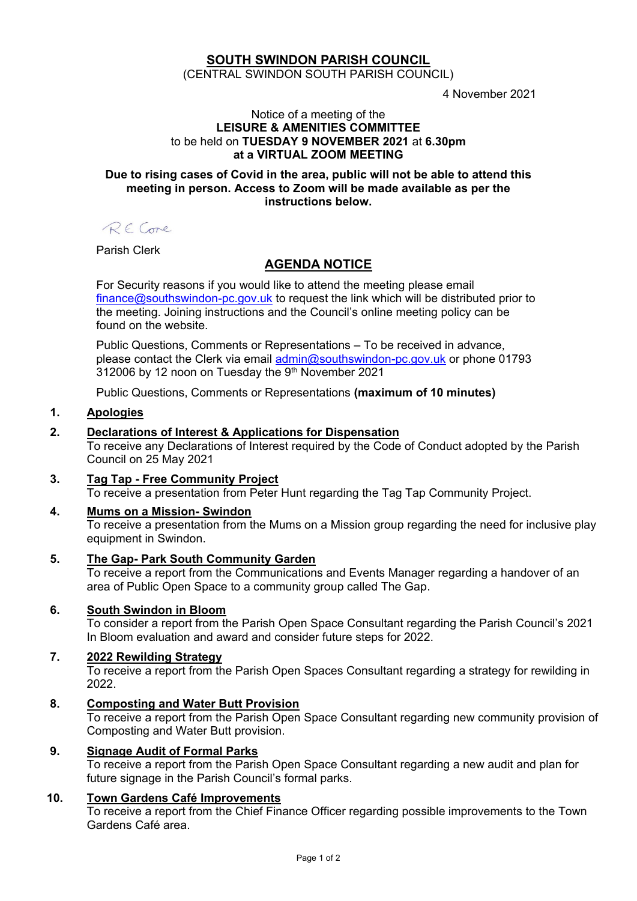# SOUTH SWINDON PARISH COUNCIL

(CENTRAL SWINDON SOUTH PARISH COUNCIL)

4 November 2021

Notice of a meeting of the
**LEISURE & AMENITIES COMMITTEE**
to be held on **TUESDAY 9 NOVEMBER 2021** at **6.30pm**
**at a VIRTUAL ZOOM MEETING**

**Due to rising cases of Covid in the area, public will not be able to attend this meeting in person. Access to Zoom will be made available as per the instructions below.**

R E Cone

Parish Clerk

## AGENDA NOTICE

For Security reasons if you would like to attend the meeting please email finance@southswindon-pc.gov.uk to request the link which will be distributed prior to the meeting. Joining instructions and the Council's online meeting policy can be found on the website.

Public Questions, Comments or Representations – To be received in advance, please contact the Clerk via email admin@southswindon-pc.gov.uk or phone 01793 312006 by 12 noon on Tuesday the 9th November 2021

Public Questions, Comments or Representations **(maximum of 10 minutes)**

1. **Apologies**

2. **Declarations of Interest & Applications for Dispensation**
   To receive any Declarations of Interest required by the Code of Conduct adopted by the Parish Council on 25 May 2021

3. **Tag Tap - Free Community Project**
   To receive a presentation from Peter Hunt regarding the Tag Tap Community Project.

4. **Mums on a Mission- Swindon**
   To receive a presentation from the Mums on a Mission group regarding the need for inclusive play equipment in Swindon.

5. **The Gap- Park South Community Garden**
   To receive a report from the Communications and Events Manager regarding a handover of an area of Public Open Space to a community group called The Gap.

6. **South Swindon in Bloom**
   To consider a report from the Parish Open Space Consultant regarding the Parish Council's 2021 In Bloom evaluation and award and consider future steps for 2022.

7. **2022 Rewilding Strategy**
   To receive a report from the Parish Open Spaces Consultant regarding a strategy for rewilding in 2022.

8. **Composting and Water Butt Provision**
   To receive a report from the Parish Open Space Consultant regarding new community provision of Composting and Water Butt provision.

9. **Signage Audit of Formal Parks**
   To receive a report from the Parish Open Space Consultant regarding a new audit and plan for future signage in the Parish Council's formal parks.

10. **Town Gardens Café Improvements**
    To receive a report from the Chief Finance Officer regarding possible improvements to the Town Gardens Café area.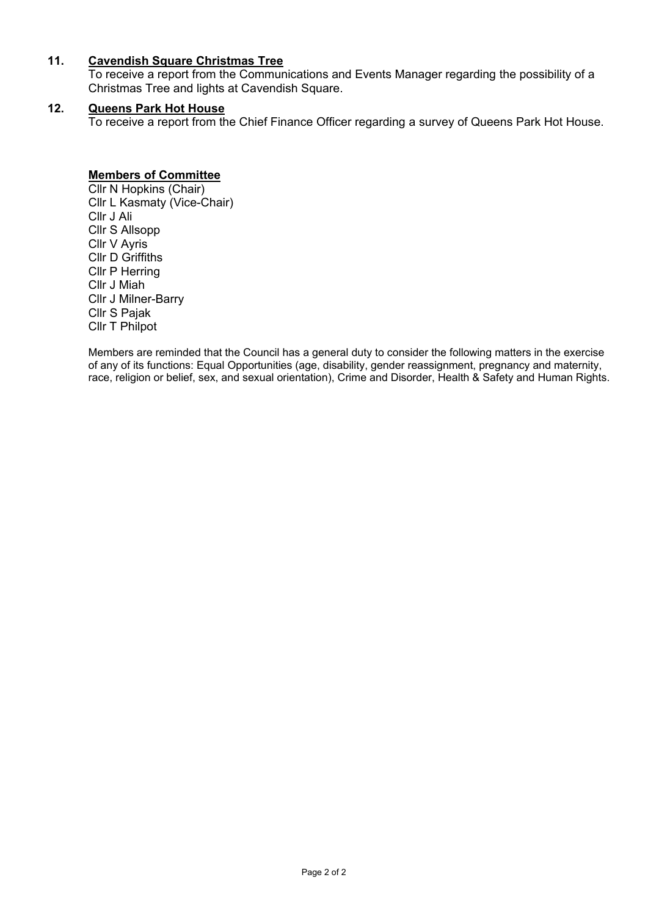**11. Cavendish Square Christmas Tree**

To receive a report from the Communications and Events Manager regarding the possibility of a Christmas Tree and lights at Cavendish Square.

**12. Queens Park Hot House**

To receive a report from the Chief Finance Officer regarding a survey of Queens Park Hot House.

**Members of Committee**

Cllr N Hopkins (Chair)
Cllr L Kasmaty (Vice-Chair)
Cllr J Ali
Cllr S Allsopp
Cllr V Ayris
Cllr D Griffiths
Cllr P Herring
Cllr J Miah
Cllr J Milner-Barry
Cllr S Pajak
Cllr T Philpot

Members are reminded that the Council has a general duty to consider the following matters in the exercise of any of its functions: Equal Opportunities (age, disability, gender reassignment, pregnancy and maternity, race, religion or belief, sex, and sexual orientation), Crime and Disorder, Health & Safety and Human Rights.